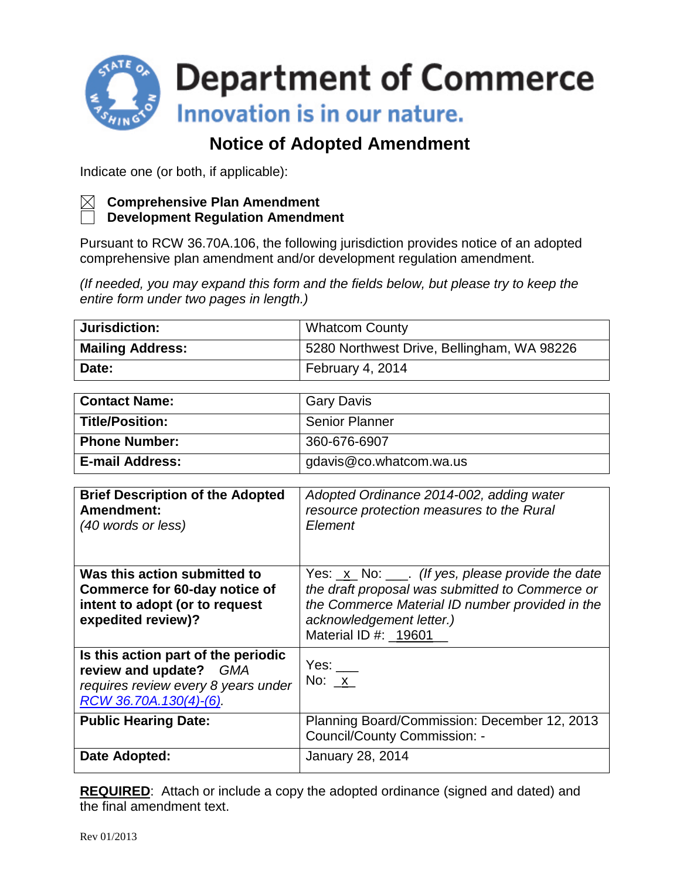# Department of Commerce

Innovation is in our nature.

## Notice of Adopted Amendment

Indicate one (or both, if applicable):

☒ **Comprehensive Plan Amendment**
☐ **Development Regulation Amendment**

Pursuant to RCW 36.70A.106, the following jurisdiction provides notice of an adopted comprehensive plan amendment and/or development regulation amendment.

*(If needed, you may expand this form and the fields below, but please try to keep the entire form under two pages in length.)*

| | |
|---|---|
| **Jurisdiction:** | Whatcom County |
| **Mailing Address:** | 5280 Northwest Drive, Bellingham, WA 98226 |
| **Date:** | February 4, 2014 |

| | |
|---|---|
| **Contact Name:** | Gary Davis |
| **Title/Position:** | Senior Planner |
| **Phone Number:** | 360-676-6907 |
| **E-mail Address:** | gdavis@co.whatcom.wa.us |

| | |
|---|---|
| **Brief Description of the Adopted Amendment:** *(40 words or less)* | *Adopted Ordinance 2014-002, adding water resource protection measures to the Rural Element* |
| **Was this action submitted to Commerce for 60-day notice of intent to adopt (or to request expedited review)?** | Yes: _x_ No: ___. *(If yes, please provide the date the draft proposal was submitted to Commerce or the Commerce Material ID number provided in the acknowledgement letter.)* Material ID #: _19601_ |
| **Is this action part of the periodic review and update?** *GMA requires review every 8 years under RCW 36.70A.130(4)-(6).* | Yes: ___ No: _x_ |
| **Public Hearing Date:** | Planning Board/Commission: December 12, 2013 Council/County Commission: - |
| **Date Adopted:** | January 28, 2014 |

**REQUIRED**: Attach or include a copy the adopted ordinance (signed and dated) and the final amendment text.

Rev 01/2013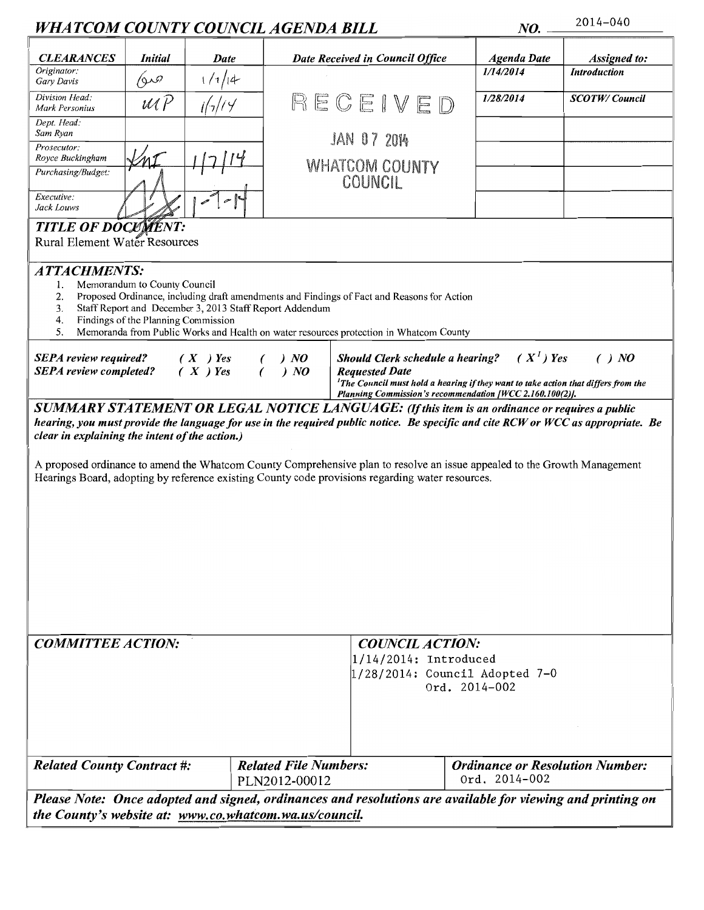# WHATCOM COUNTY COUNCIL AGENDA BILL

**NO.** 2014-040

| CLEARANCES | Initial | Date | Date Received in Council Office | Agenda Date | Assigned to: |
|---|---|---|---|---|---|
| Originator: Gary Davis | GD | 1/1/14 | RECEIVED | 1/14/2014 | Introduction |
| Division Head: Mark Personius | MP | 1/7/14 | JAN 07 2014 | 1/28/2014 | SCOTW/ Council |
| Dept. Head: Sam Ryan | | | WHATCOM COUNTY COUNCIL | | |
| Prosecutor: Royce Buckingham | KNI | 1/7/14 | | | |
| Purchasing/Budget: | | | | | |
| Executive: Jack Louws | | 1-7-14 | | | |

## TITLE OF DOCUMENT:

Rural Element Water Resources

## ATTACHMENTS:

1. Memorandum to County Council
2. Proposed Ordinance, including draft amendments and Findings of Fact and Reasons for Action
3. Staff Report and December 3, 2013 Staff Report Addendum
4. Findings of the Planning Commission
5. Memoranda from Public Works and Health on water resources protection in Whatcom County

**SEPA review required?** ( X ) Yes ( ) NO
**SEPA review completed?** ( X ) Yes ( ) NO

**Should Clerk schedule a hearing?** ( X[1] ) Yes ( ) NO
**Requested Date**
[1]The Council must hold a hearing if they want to take action that differs from the Planning Commission's recommendation [WCC 2.160.100(2)].

## SUMMARY STATEMENT OR LEGAL NOTICE LANGUAGE: *(If this item is an ordinance or requires a public hearing, you must provide the language for use in the required public notice. Be specific and cite RCW or WCC as appropriate. Be clear in explaining the intent of the action.)*

A proposed ordinance to amend the Whatcom County Comprehensive plan to resolve an issue appealed to the Growth Management Hearings Board, adopting by reference existing County code provisions regarding water resources.

| COMMITTEE ACTION: | COUNCIL ACTION: |
|---|---|
| | 1/14/2014: Introduced<br>1/28/2014: Council Adopted 7-0<br>Ord. 2014-002 |

| Related County Contract #: | Related File Numbers: | Ordinance or Resolution Number: |
|---|---|---|
| | PLN2012-00012 | Ord. 2014-002 |

***Please Note: Once adopted and signed, ordinances and resolutions are available for viewing and printing on the County's website at: www.co.whatcom.wa.us/council.***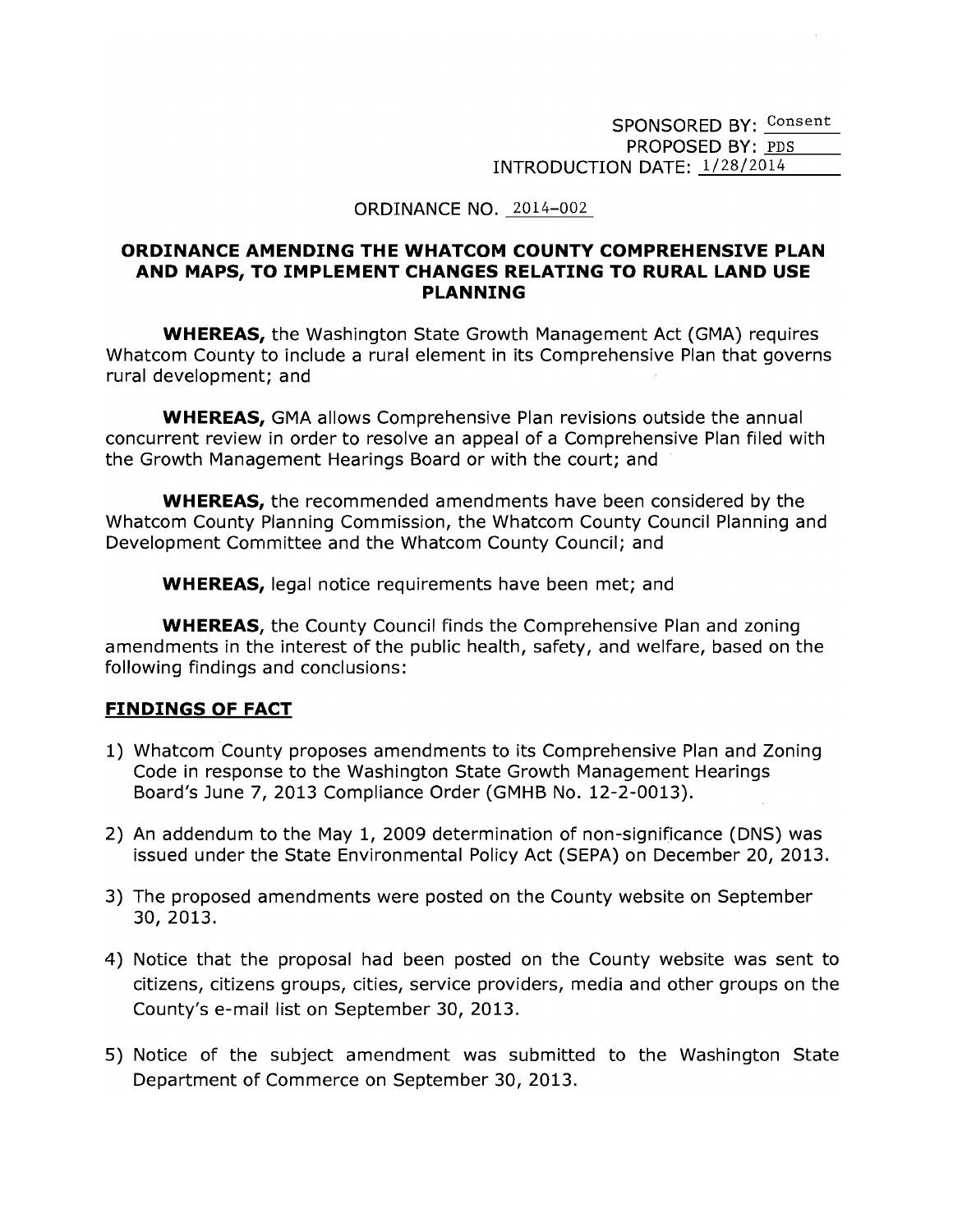SPONSORED BY: Consent
PROPOSED BY: PDS
INTRODUCTION DATE: 1/28/2014

ORDINANCE NO. 2014-002

## ORDINANCE AMENDING THE WHATCOM COUNTY COMPREHENSIVE PLAN AND MAPS, TO IMPLEMENT CHANGES RELATING TO RURAL LAND USE PLANNING

**WHEREAS,** the Washington State Growth Management Act (GMA) requires Whatcom County to include a rural element in its Comprehensive Plan that governs rural development; and

**WHEREAS,** GMA allows Comprehensive Plan revisions outside the annual concurrent review in order to resolve an appeal of a Comprehensive Plan filed with the Growth Management Hearings Board or with the court; and

**WHEREAS,** the recommended amendments have been considered by the Whatcom County Planning Commission, the Whatcom County Council Planning and Development Committee and the Whatcom County Council; and

**WHEREAS,** legal notice requirements have been met; and

**WHEREAS,** the County Council finds the Comprehensive Plan and zoning amendments in the interest of the public health, safety, and welfare, based on the following findings and conclusions:

### FINDINGS OF FACT

1) Whatcom County proposes amendments to its Comprehensive Plan and Zoning Code in response to the Washington State Growth Management Hearings Board's June 7, 2013 Compliance Order (GMHB No. 12-2-0013).

2) An addendum to the May 1, 2009 determination of non-significance (DNS) was issued under the State Environmental Policy Act (SEPA) on December 20, 2013.

3) The proposed amendments were posted on the County website on September 30, 2013.

4) Notice that the proposal had been posted on the County website was sent to citizens, citizens groups, cities, service providers, media and other groups on the County's e-mail list on September 30, 2013.

5) Notice of the subject amendment was submitted to the Washington State Department of Commerce on September 30, 2013.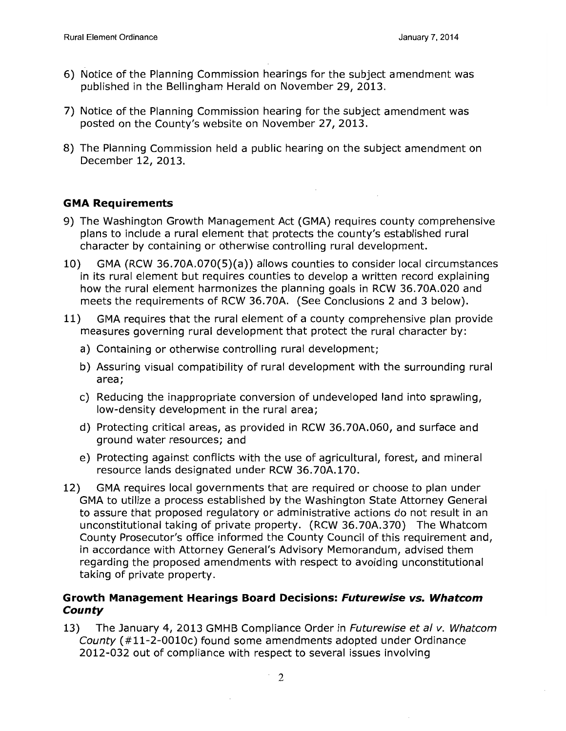6) Notice of the Planning Commission hearings for the subject amendment was published in the Bellingham Herald on November 29, 2013.

7) Notice of the Planning Commission hearing for the subject amendment was posted on the County's website on November 27, 2013.

8) The Planning Commission held a public hearing on the subject amendment on December 12, 2013.

## GMA Requirements

9) The Washington Growth Management Act (GMA) requires county comprehensive plans to include a rural element that protects the county's established rural character by containing or otherwise controlling rural development.

10) GMA (RCW 36.70A.070(5)(a)) allows counties to consider local circumstances in its rural element but requires counties to develop a written record explaining how the rural element harmonizes the planning goals in RCW 36.70A.020 and meets the requirements of RCW 36.70A. (See Conclusions 2 and 3 below).

11) GMA requires that the rural element of a county comprehensive plan provide measures governing rural development that protect the rural character by:

    a) Containing or otherwise controlling rural development;

    b) Assuring visual compatibility of rural development with the surrounding rural area;

    c) Reducing the inappropriate conversion of undeveloped land into sprawling, low-density development in the rural area;

    d) Protecting critical areas, as provided in RCW 36.70A.060, and surface and ground water resources; and

    e) Protecting against conflicts with the use of agricultural, forest, and mineral resource lands designated under RCW 36.70A.170.

12) GMA requires local governments that are required or choose to plan under GMA to utilize a process established by the Washington State Attorney General to assure that proposed regulatory or administrative actions do not result in an unconstitutional taking of private property. (RCW 36.70A.370) The Whatcom County Prosecutor's office informed the County Council of this requirement and, in accordance with Attorney General's Advisory Memorandum, advised them regarding the proposed amendments with respect to avoiding unconstitutional taking of private property.

## Growth Management Hearings Board Decisions: *Futurewise vs. Whatcom County*

13) The January 4, 2013 GMHB Compliance Order in *Futurewise et al v. Whatcom County* (#11-2-0010c) found some amendments adopted under Ordinance 2012-032 out of compliance with respect to several issues involving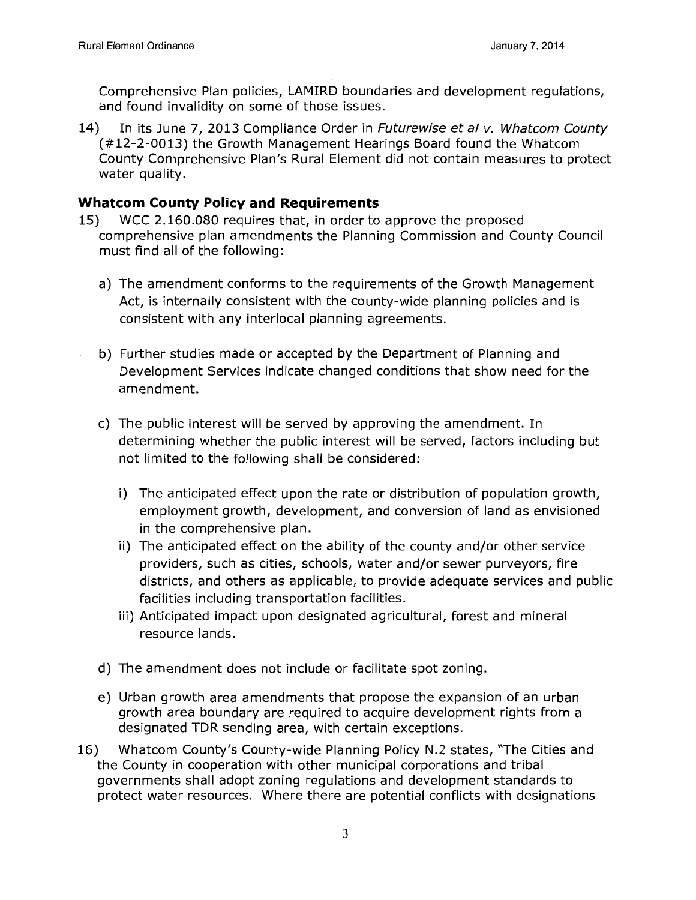Comprehensive Plan policies, LAMIRD boundaries and development regulations, and found invalidity on some of those issues.

14) In its June 7, 2013 Compliance Order in *Futurewise et al v. Whatcom County* (#12-2-0013) the Growth Management Hearings Board found the Whatcom County Comprehensive Plan's Rural Element did not contain measures to protect water quality.

### Whatcom County Policy and Requirements

15) WCC 2.160.080 requires that, in order to approve the proposed comprehensive plan amendments the Planning Commission and County Council must find all of the following:

   a) The amendment conforms to the requirements of the Growth Management Act, is internally consistent with the county-wide planning policies and is consistent with any interlocal planning agreements.

   b) Further studies made or accepted by the Department of Planning and Development Services indicate changed conditions that show need for the amendment.

   c) The public interest will be served by approving the amendment. In determining whether the public interest will be served, factors including but not limited to the following shall be considered:

      i) The anticipated effect upon the rate or distribution of population growth, employment growth, development, and conversion of land as envisioned in the comprehensive plan.
      ii) The anticipated effect on the ability of the county and/or other service providers, such as cities, schools, water and/or sewer purveyors, fire districts, and others as applicable, to provide adequate services and public facilities including transportation facilities.
      iii) Anticipated impact upon designated agricultural, forest and mineral resource lands.

   d) The amendment does not include or facilitate spot zoning.

   e) Urban growth area amendments that propose the expansion of an urban growth area boundary are required to acquire development rights from a designated TDR sending area, with certain exceptions.

16) Whatcom County's County-wide Planning Policy N.2 states, "The Cities and the County in cooperation with other municipal corporations and tribal governments shall adopt zoning regulations and development standards to protect water resources. Where there are potential conflicts with designations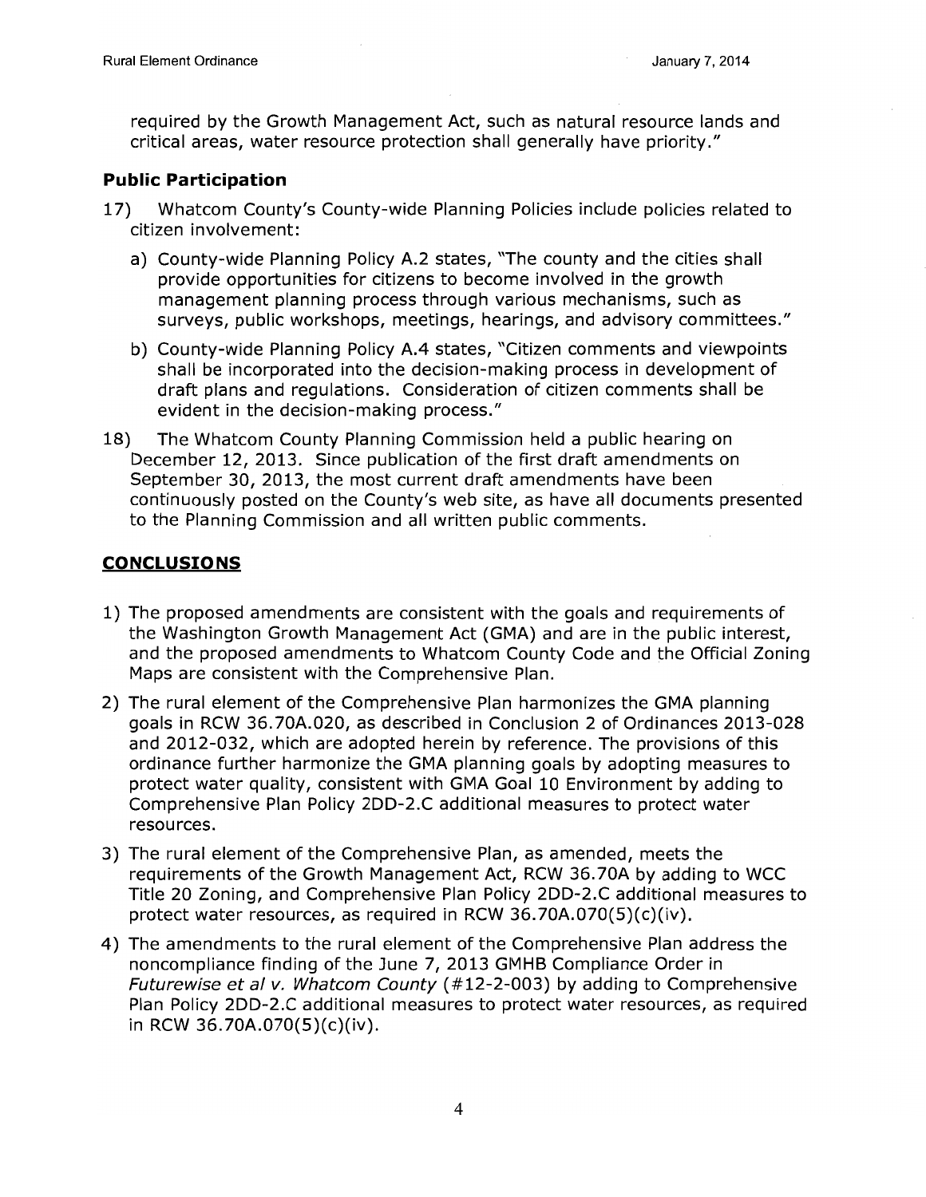required by the Growth Management Act, such as natural resource lands and critical areas, water resource protection shall generally have priority."

### Public Participation

17) Whatcom County's County-wide Planning Policies include policies related to citizen involvement:

    a) County-wide Planning Policy A.2 states, "The county and the cities shall provide opportunities for citizens to become involved in the growth management planning process through various mechanisms, such as surveys, public workshops, meetings, hearings, and advisory committees."

    b) County-wide Planning Policy A.4 states, "Citizen comments and viewpoints shall be incorporated into the decision-making process in development of draft plans and regulations. Consideration of citizen comments shall be evident in the decision-making process."

18) The Whatcom County Planning Commission held a public hearing on December 12, 2013. Since publication of the first draft amendments on September 30, 2013, the most current draft amendments have been continuously posted on the County's web site, as have all documents presented to the Planning Commission and all written public comments.

## CONCLUSIONS

1) The proposed amendments are consistent with the goals and requirements of the Washington Growth Management Act (GMA) and are in the public interest, and the proposed amendments to Whatcom County Code and the Official Zoning Maps are consistent with the Comprehensive Plan.

2) The rural element of the Comprehensive Plan harmonizes the GMA planning goals in RCW 36.70A.020, as described in Conclusion 2 of Ordinances 2013-028 and 2012-032, which are adopted herein by reference. The provisions of this ordinance further harmonize the GMA planning goals by adopting measures to protect water quality, consistent with GMA Goal 10 Environment by adding to Comprehensive Plan Policy 2DD-2.C additional measures to protect water resources.

3) The rural element of the Comprehensive Plan, as amended, meets the requirements of the Growth Management Act, RCW 36.70A by adding to WCC Title 20 Zoning, and Comprehensive Plan Policy 2DD-2.C additional measures to protect water resources, as required in RCW 36.70A.070(5)(c)(iv).

4) The amendments to the rural element of the Comprehensive Plan address the noncompliance finding of the June 7, 2013 GMHB Compliance Order in *Futurewise et al v. Whatcom County* (#12-2-003) by adding to Comprehensive Plan Policy 2DD-2.C additional measures to protect water resources, as required in RCW 36.70A.070(5)(c)(iv).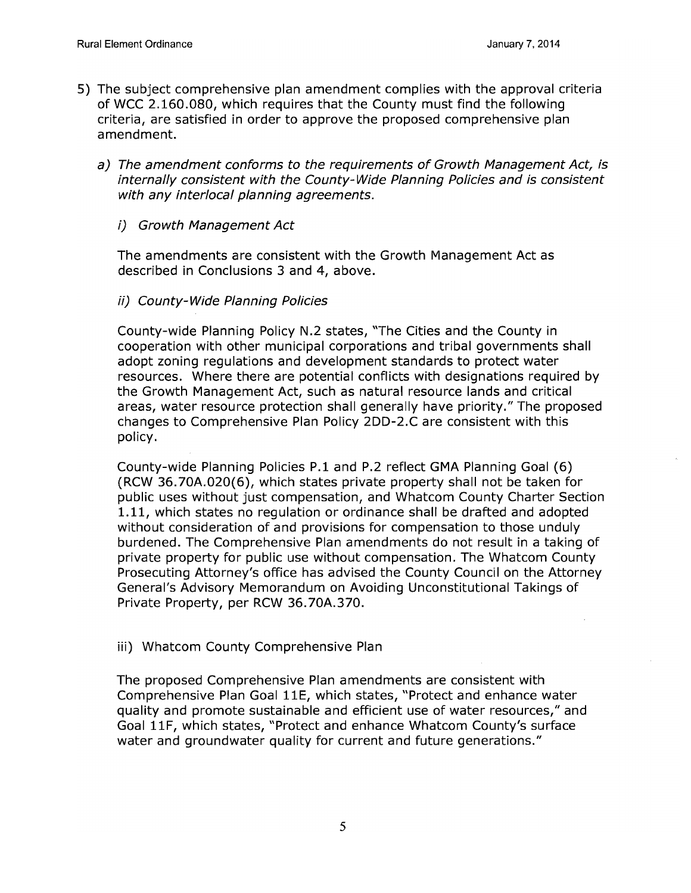5) The subject comprehensive plan amendment complies with the approval criteria of WCC 2.160.080, which requires that the County must find the following criteria, are satisfied in order to approve the proposed comprehensive plan amendment.

   a) *The amendment conforms to the requirements of Growth Management Act, is internally consistent with the County-Wide Planning Policies and is consistent with any interlocal planning agreements.*

      i) *Growth Management Act*

      The amendments are consistent with the Growth Management Act as described in Conclusions 3 and 4, above.

      ii) *County-Wide Planning Policies*

      County-wide Planning Policy N.2 states, "The Cities and the County in cooperation with other municipal corporations and tribal governments shall adopt zoning regulations and development standards to protect water resources. Where there are potential conflicts with designations required by the Growth Management Act, such as natural resource lands and critical areas, water resource protection shall generally have priority." The proposed changes to Comprehensive Plan Policy 2DD-2.C are consistent with this policy.

      County-wide Planning Policies P.1 and P.2 reflect GMA Planning Goal (6) (RCW 36.70A.020(6), which states private property shall not be taken for public uses without just compensation, and Whatcom County Charter Section 1.11, which states no regulation or ordinance shall be drafted and adopted without consideration of and provisions for compensation to those unduly burdened. The Comprehensive Plan amendments do not result in a taking of private property for public use without compensation. The Whatcom County Prosecuting Attorney's office has advised the County Council on the Attorney General's Advisory Memorandum on Avoiding Unconstitutional Takings of Private Property, per RCW 36.70A.370.

      iii) Whatcom County Comprehensive Plan

      The proposed Comprehensive Plan amendments are consistent with Comprehensive Plan Goal 11E, which states, "Protect and enhance water quality and promote sustainable and efficient use of water resources," and Goal 11F, which states, "Protect and enhance Whatcom County's surface water and groundwater quality for current and future generations."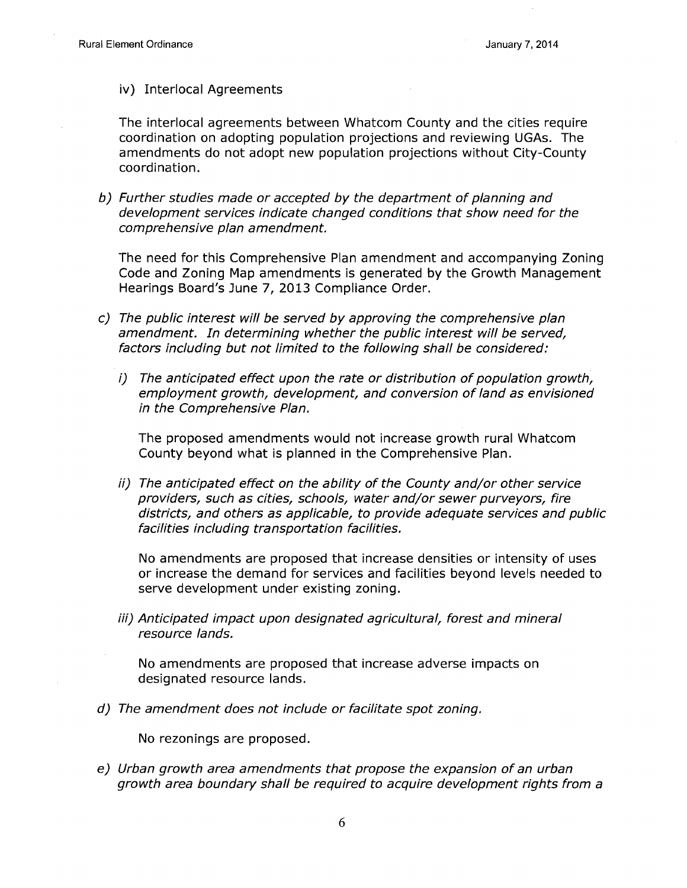iv) Interlocal Agreements

The interlocal agreements between Whatcom County and the cities require coordination on adopting population projections and reviewing UGAs. The amendments do not adopt new population projections without City-County coordination.

*b) Further studies made or accepted by the department of planning and development services indicate changed conditions that show need for the comprehensive plan amendment.*

The need for this Comprehensive Plan amendment and accompanying Zoning Code and Zoning Map amendments is generated by the Growth Management Hearings Board's June 7, 2013 Compliance Order.

*c) The public interest will be served by approving the comprehensive plan amendment. In determining whether the public interest will be served, factors including but not limited to the following shall be considered:*

*i) The anticipated effect upon the rate or distribution of population growth, employment growth, development, and conversion of land as envisioned in the Comprehensive Plan.*

The proposed amendments would not increase growth rural Whatcom County beyond what is planned in the Comprehensive Plan.

*ii) The anticipated effect on the ability of the County and/or other service providers, such as cities, schools, water and/or sewer purveyors, fire districts, and others as applicable, to provide adequate services and public facilities including transportation facilities.*

No amendments are proposed that increase densities or intensity of uses or increase the demand for services and facilities beyond levels needed to serve development under existing zoning.

*iii) Anticipated impact upon designated agricultural, forest and mineral resource lands.*

No amendments are proposed that increase adverse impacts on designated resource lands.

*d) The amendment does not include or facilitate spot zoning.*

No rezonings are proposed.

*e) Urban growth area amendments that propose the expansion of an urban growth area boundary shall be required to acquire development rights from a*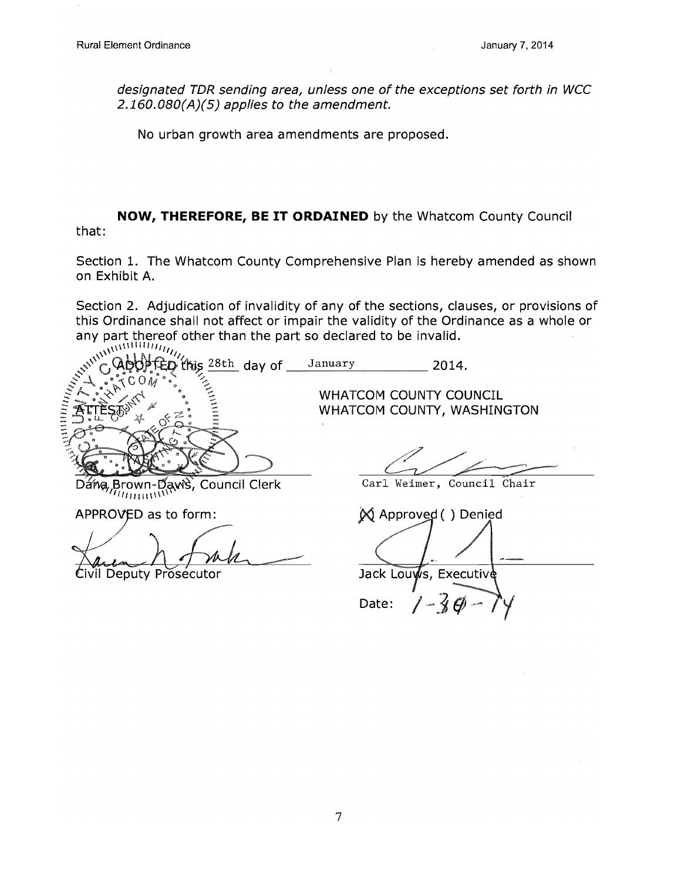*designated TDR sending area, unless one of the exceptions set forth in WCC 2.160.080(A)(5) applies to the amendment.*

No urban growth area amendments are proposed.

**NOW, THEREFORE, BE IT ORDAINED** by the Whatcom County Council that:

Section 1. The Whatcom County Comprehensive Plan is hereby amended as shown on Exhibit A.

Section 2. Adjudication of invalidity of any of the sections, clauses, or provisions of this Ordinance shall not affect or impair the validity of the Ordinance as a whole or any part thereof other than the part so declared to be invalid.

ADOPTED this 28th day of January 2014.

WHATCOM COUNTY COUNCIL
WHATCOM COUNTY, WASHINGTON

ATTEST:

Dana Brown-Davis, Council Clerk

Carl Weimer, Council Chair

APPROVED as to form:

Civil Deputy Prosecutor

(X) Approved ( ) Denied

Jack Louws, Executive

Date: 1-30-14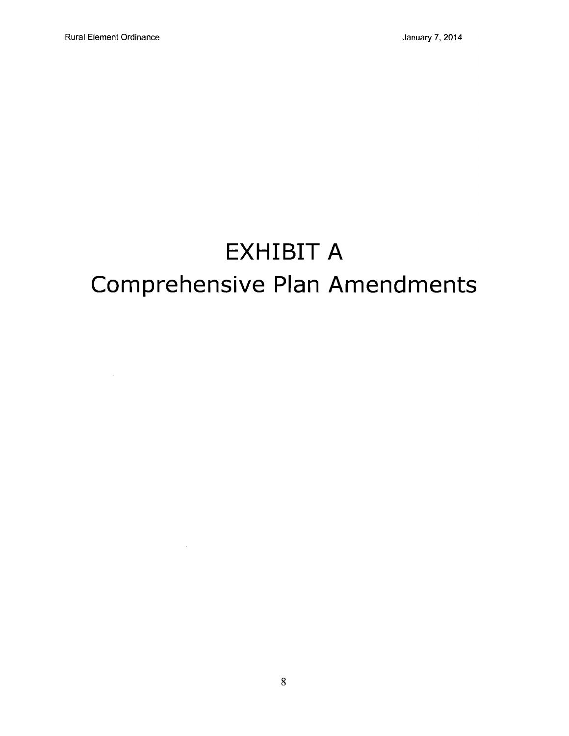# EXHIBIT A

# Comprehensive Plan Amendments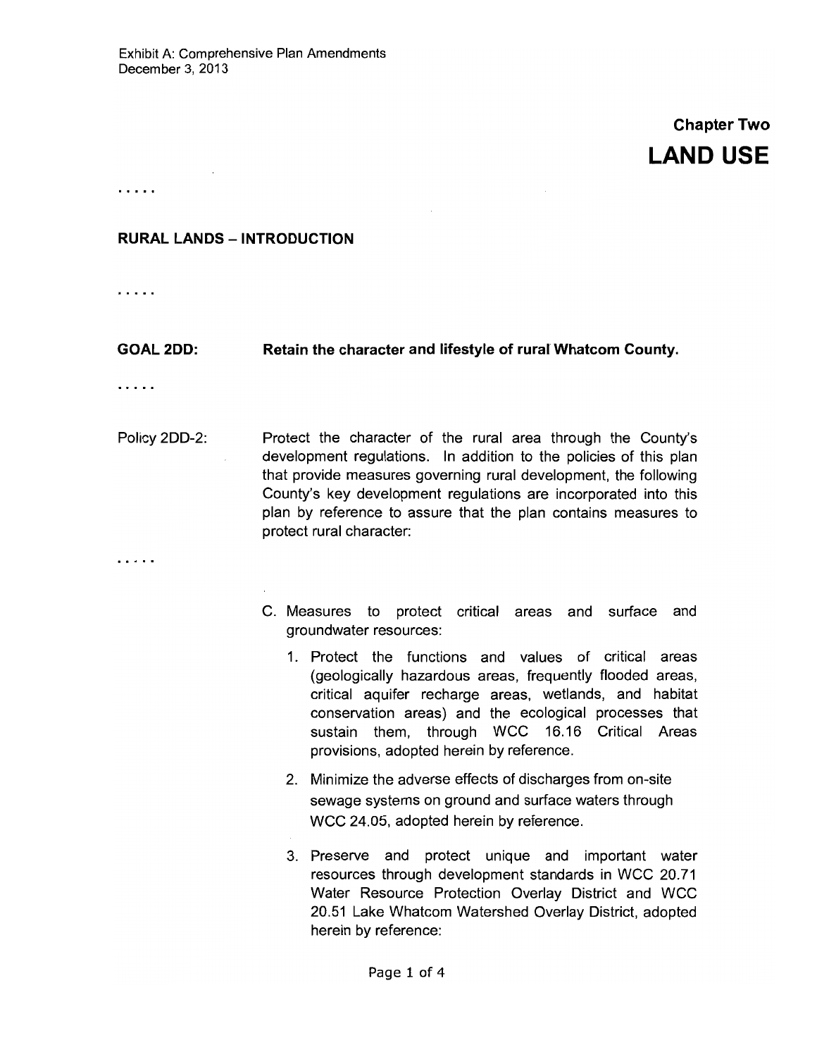Exhibit A: Comprehensive Plan Amendments
December 3, 2013

# Chapter Two
# LAND USE

. . . . .

## RURAL LANDS – INTRODUCTION

. . . . .

**GOAL 2DD: Retain the character and lifestyle of rural Whatcom County.**

. . . . .

Policy 2DD-2: Protect the character of the rural area through the County's development regulations. In addition to the policies of this plan that provide measures governing rural development, the following County's key development regulations are incorporated into this plan by reference to assure that the plan contains measures to protect rural character:

. . . . .

C. Measures to protect critical areas and surface and groundwater resources:

1. Protect the functions and values of critical areas (geologically hazardous areas, frequently flooded areas, critical aquifer recharge areas, wetlands, and habitat conservation areas) and the ecological processes that sustain them, through WCC 16.16 Critical Areas provisions, adopted herein by reference.

2. Minimize the adverse effects of discharges from on-site sewage systems on ground and surface waters through WCC 24.05, adopted herein by reference.

3. Preserve and protect unique and important water resources through development standards in WCC 20.71 Water Resource Protection Overlay District and WCC 20.51 Lake Whatcom Watershed Overlay District, adopted herein by reference: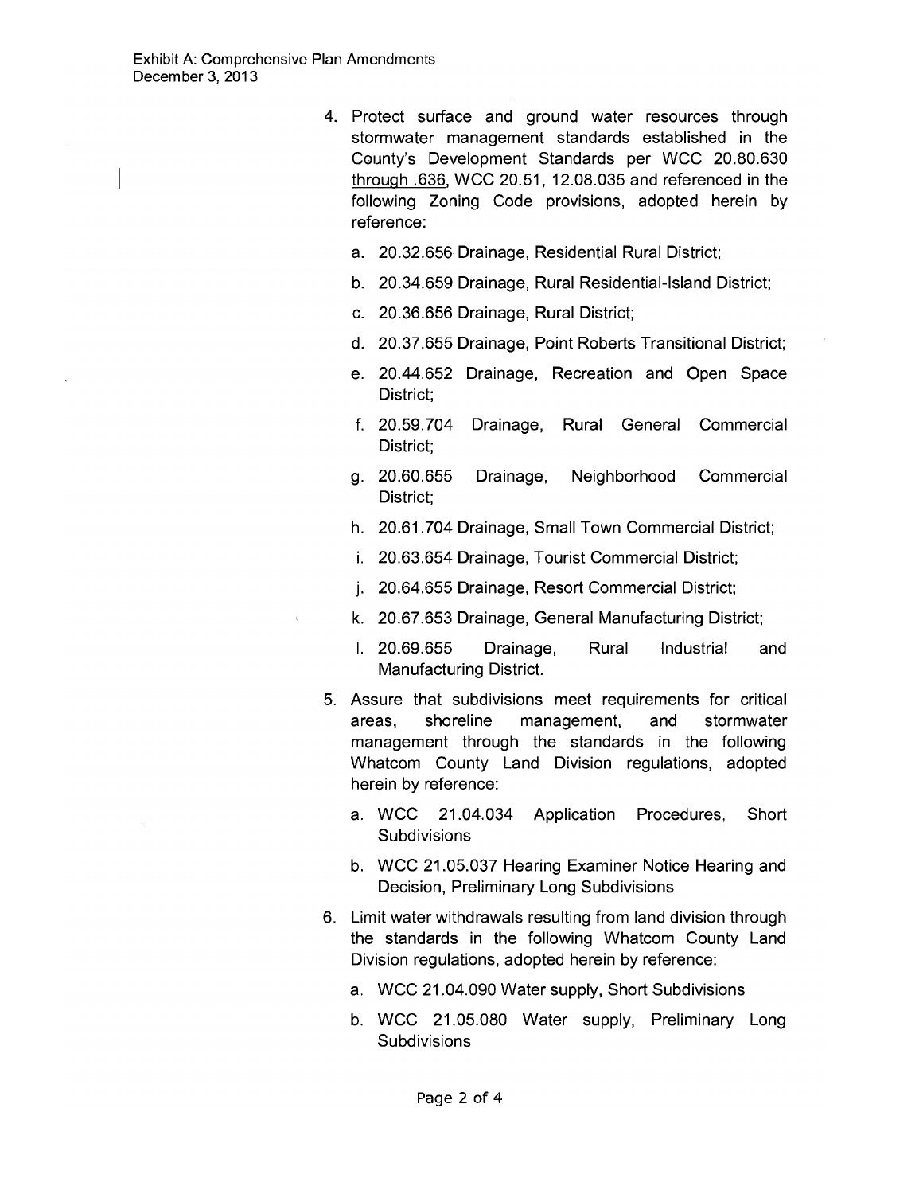4. Protect surface and ground water resources through stormwater management standards established in the County's Development Standards per WCC 20.80.630 through .636, WCC 20.51, 12.08.035 and referenced in the following Zoning Code provisions, adopted herein by reference:
   a. 20.32.656 Drainage, Residential Rural District;
   b. 20.34.659 Drainage, Rural Residential-Island District;
   c. 20.36.656 Drainage, Rural District;
   d. 20.37.655 Drainage, Point Roberts Transitional District;
   e. 20.44.652 Drainage, Recreation and Open Space District;
   f. 20.59.704 Drainage, Rural General Commercial District;
   g. 20.60.655 Drainage, Neighborhood Commercial District;
   h. 20.61.704 Drainage, Small Town Commercial District;
   i. 20.63.654 Drainage, Tourist Commercial District;
   j. 20.64.655 Drainage, Resort Commercial District;
   k. 20.67.653 Drainage, General Manufacturing District;
   l. 20.69.655 Drainage, Rural Industrial and Manufacturing District.
5. Assure that subdivisions meet requirements for critical areas, shoreline management, and stormwater management through the standards in the following Whatcom County Land Division regulations, adopted herein by reference:
   a. WCC 21.04.034 Application Procedures, Short Subdivisions
   b. WCC 21.05.037 Hearing Examiner Notice Hearing and Decision, Preliminary Long Subdivisions
6. Limit water withdrawals resulting from land division through the standards in the following Whatcom County Land Division regulations, adopted herein by reference:
   a. WCC 21.04.090 Water supply, Short Subdivisions
   b. WCC 21.05.080 Water supply, Preliminary Long Subdivisions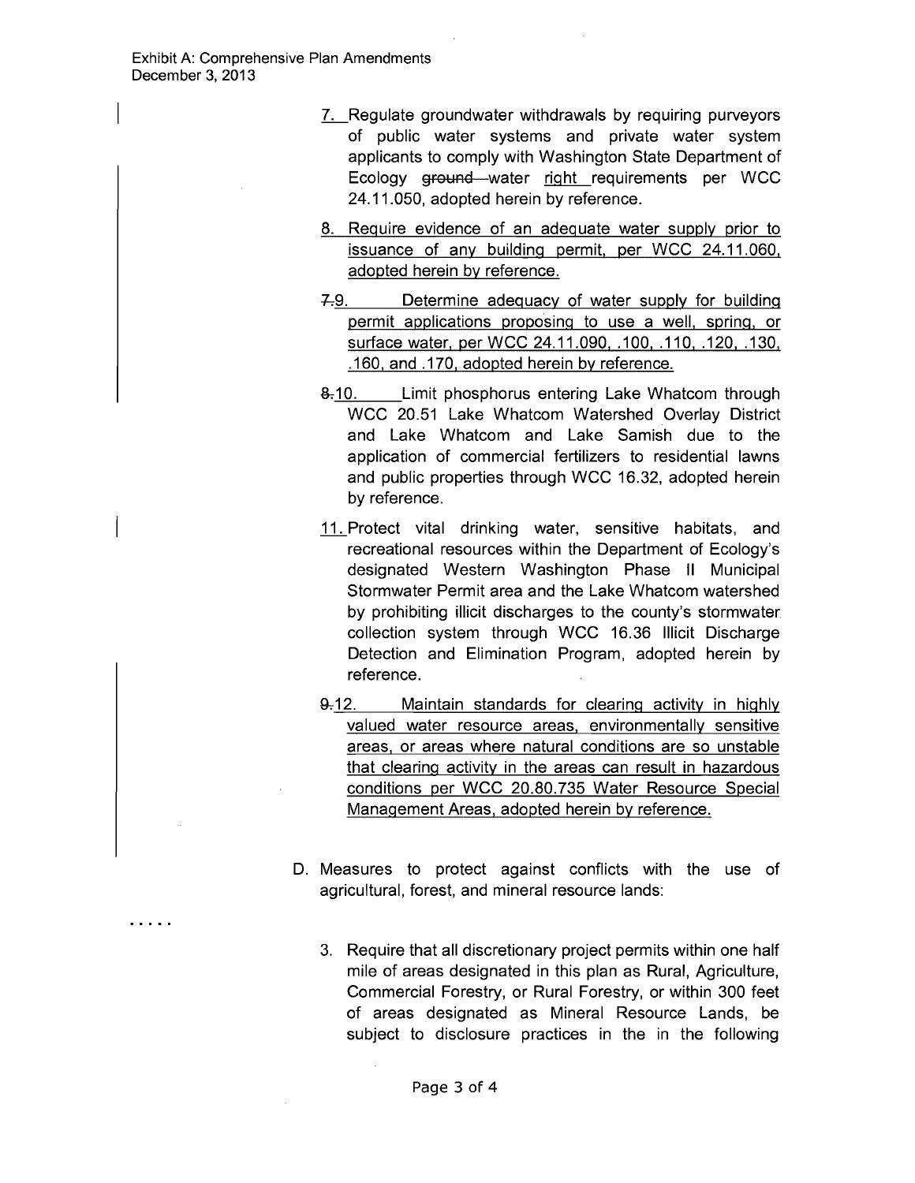Exhibit A: Comprehensive Plan Amendments
December 3, 2013

7. Regulate groundwater withdrawals by requiring purveyors of public water systems and private water system applicants to comply with Washington State Department of Ecology ~~ground~~ water right requirements per WCC 24.11.050, adopted herein by reference.

8. Require evidence of an adequate water supply prior to issuance of any building permit, per WCC 24.11.060, adopted herein by reference.

~~7.~~9. Determine adequacy of water supply for building permit applications proposing to use a well, spring, or surface water, per WCC 24.11.090, .100, .110, .120, .130, .160, and .170, adopted herein by reference.

~~8.~~10. Limit phosphorus entering Lake Whatcom through WCC 20.51 Lake Whatcom Watershed Overlay District and Lake Whatcom and Lake Samish due to the application of commercial fertilizers to residential lawns and public properties through WCC 16.32, adopted herein by reference.

11. Protect vital drinking water, sensitive habitats, and recreational resources within the Department of Ecology's designated Western Washington Phase II Municipal Stormwater Permit area and the Lake Whatcom watershed by prohibiting illicit discharges to the county's stormwater collection system through WCC 16.36 Illicit Discharge Detection and Elimination Program, adopted herein by reference.

~~9.~~12. Maintain standards for clearing activity in highly valued water resource areas, environmentally sensitive areas, or areas where natural conditions are so unstable that clearing activity in the areas can result in hazardous conditions per WCC 20.80.735 Water Resource Special Management Areas, adopted herein by reference.

D. Measures to protect against conflicts with the use of agricultural, forest, and mineral resource lands:

. . . . .

3. Require that all discretionary project permits within one half mile of areas designated in this plan as Rural, Agriculture, Commercial Forestry, or Rural Forestry, or within 300 feet of areas designated as Mineral Resource Lands, be subject to disclosure practices in the in the following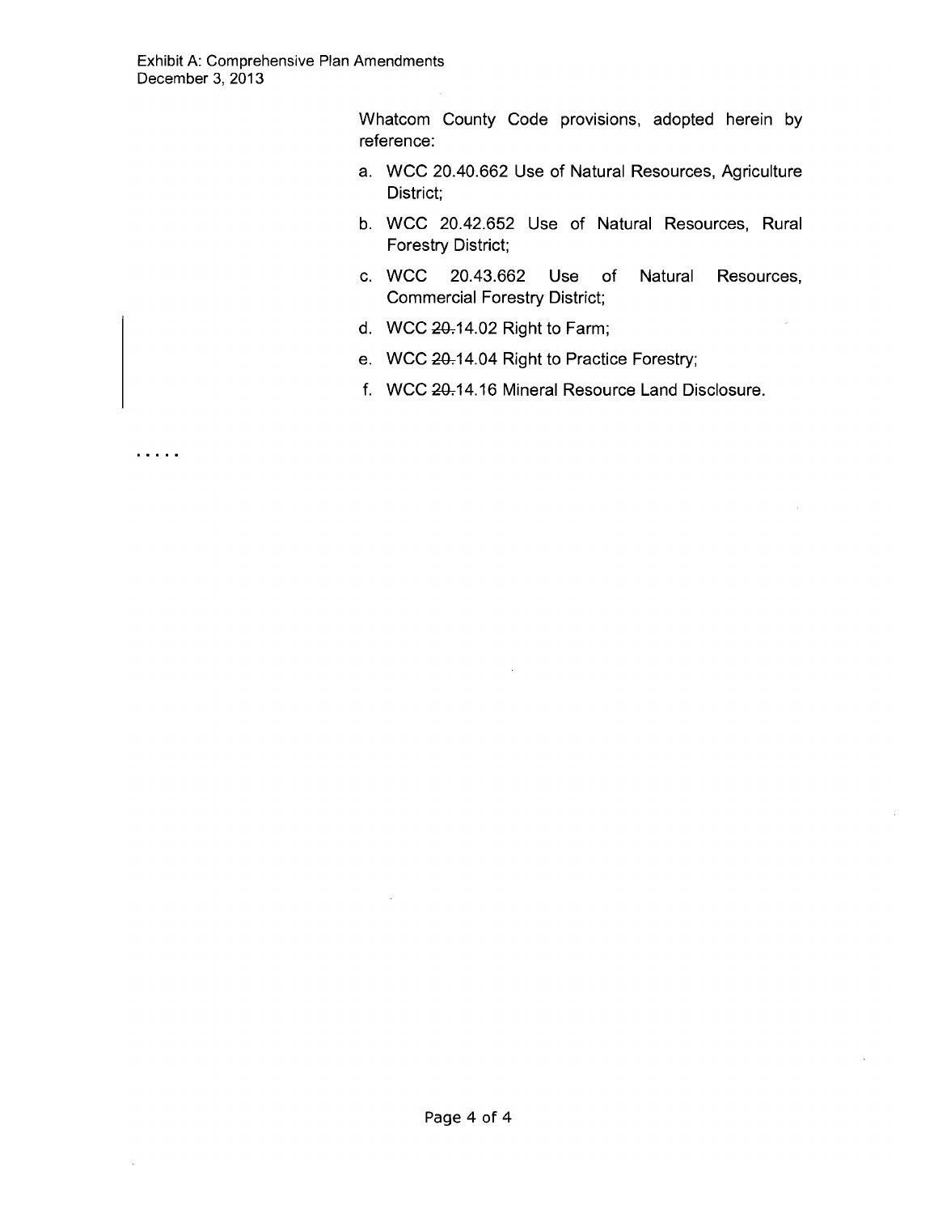Whatcom County Code provisions, adopted herein by reference:

a. WCC 20.40.662 Use of Natural Resources, Agriculture District;

b. WCC 20.42.652 Use of Natural Resources, Rural Forestry District;

c. WCC 20.43.662 Use of Natural Resources, Commercial Forestry District;

d. WCC ~~20.~~14.02 Right to Farm;

e. WCC ~~20.~~14.04 Right to Practice Forestry;

f. WCC ~~20.~~14.16 Mineral Resource Land Disclosure.

. . . . .